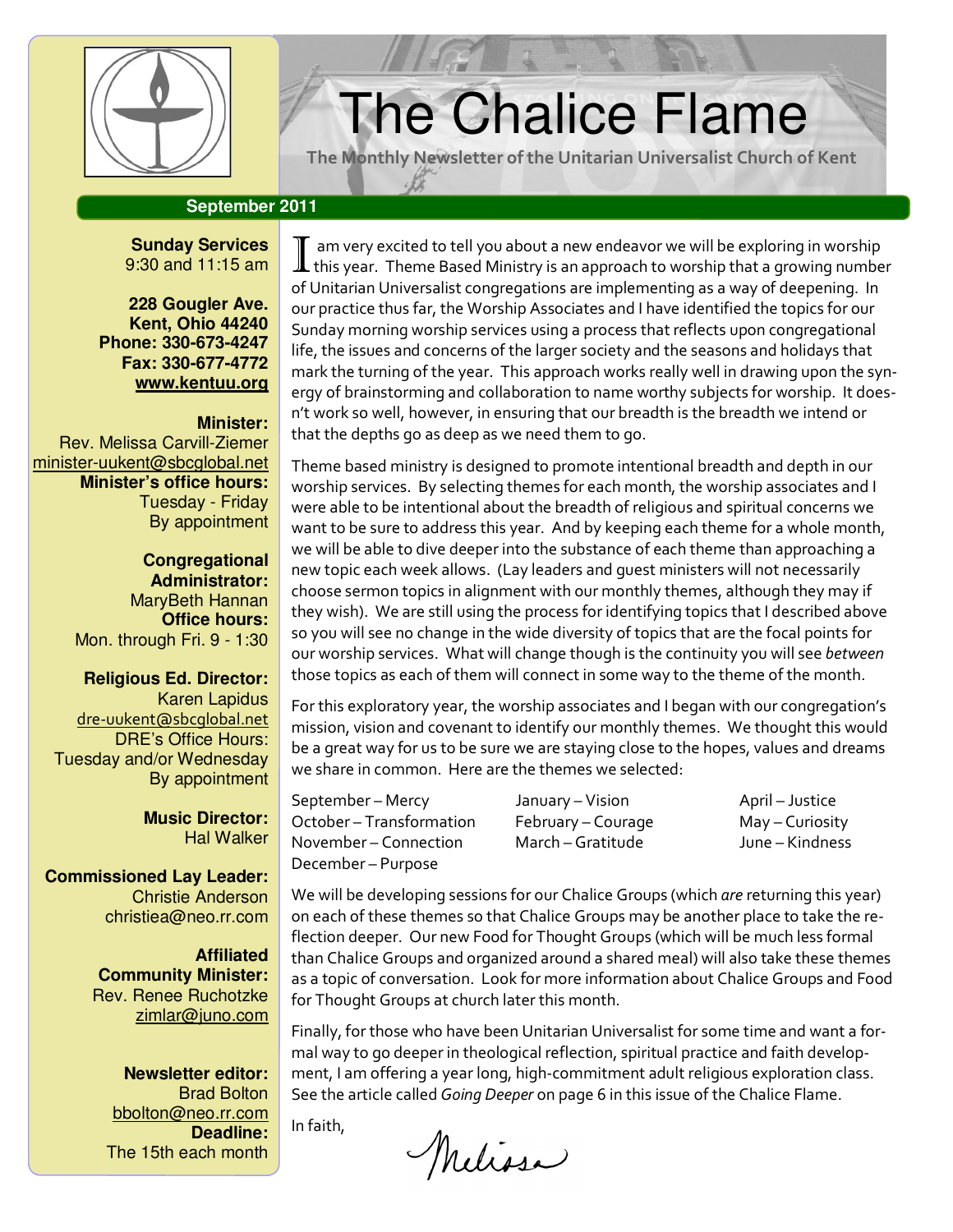# The Chalice Flame

**The Monthly Newsletter of the Unitarian Universalist Church of Kent**

**September 2011**

**Sunday Services**
9:30 and 11:15 am

**228 Gougler Ave.**
**Kent, Ohio 44240**
**Phone: 330-673-4247**
**Fax: 330-677-4772**
**www.kentuu.org**

**Minister:**
Rev. Melissa Carvill-Ziemer
minister-uukent@sbcglobal.net
**Minister's office hours:**
Tuesday - Friday
By appointment

**Congregational Administrator:**
MaryBeth Hannan
**Office hours:**
Mon. through Fri. 9 - 1:30

**Religious Ed. Director:**
Karen Lapidus
dre-uukent@sbcglobal.net
DRE's Office Hours:
Tuesday and/or Wednesday
By appointment

**Music Director:**
Hal Walker

**Commissioned Lay Leader:**
Christie Anderson
christiea@neo.rr.com

**Affiliated Community Minister:**
Rev. Renee Ruchotzke
zimlar@juno.com

**Newsletter editor:**
Brad Bolton
bbolton@neo.rr.com
**Deadline:**
The 15th each month

I am very excited to tell you about a new endeavor we will be exploring in worship this year. Theme Based Ministry is an approach to worship that a growing number of Unitarian Universalist congregations are implementing as a way of deepening. In our practice thus far, the Worship Associates and I have identified the topics for our Sunday morning worship services using a process that reflects upon congregational life, the issues and concerns of the larger society and the seasons and holidays that mark the turning of the year. This approach works really well in drawing upon the synergy of brainstorming and collaboration to name worthy subjects for worship. It doesn't work so well, however, in ensuring that our breadth is the breadth we intend or that the depths go as deep as we need them to go.

Theme based ministry is designed to promote intentional breadth and depth in our worship services. By selecting themes for each month, the worship associates and I were able to be intentional about the breadth of religious and spiritual concerns we want to be sure to address this year. And by keeping each theme for a whole month, we will be able to dive deeper into the substance of each theme than approaching a new topic each week allows. (Lay leaders and guest ministers will not necessarily choose sermon topics in alignment with our monthly themes, although they may if they wish). We are still using the process for identifying topics that I described above so you will see no change in the wide diversity of topics that are the focal points for our worship services. What will change though is the continuity you will see *between* those topics as each of them will connect in some way to the theme of the month.

For this exploratory year, the worship associates and I began with our congregation's mission, vision and covenant to identify our monthly themes. We thought this would be a great way for us to be sure we are staying close to the hopes, values and dreams we share in common. Here are the themes we selected:

- September – Mercy
- October – Transformation
- November – Connection
- December – Purpose
- January – Vision
- February – Courage
- March – Gratitude
- April – Justice
- May – Curiosity
- June – Kindness

We will be developing sessions for our Chalice Groups (which *are* returning this year) on each of these themes so that Chalice Groups may be another place to take the reflection deeper. Our new Food for Thought Groups (which will be much less formal than Chalice Groups and organized around a shared meal) will also take these themes as a topic of conversation. Look for more information about Chalice Groups and Food for Thought Groups at church later this month.

Finally, for those who have been Unitarian Universalist for some time and want a formal way to go deeper in theological reflection, spiritual practice and faith development, I am offering a year long, high-commitment adult religious exploration class. See the article called *Going Deeper* on page 6 in this issue of the Chalice Flame.

In faith,

Melissa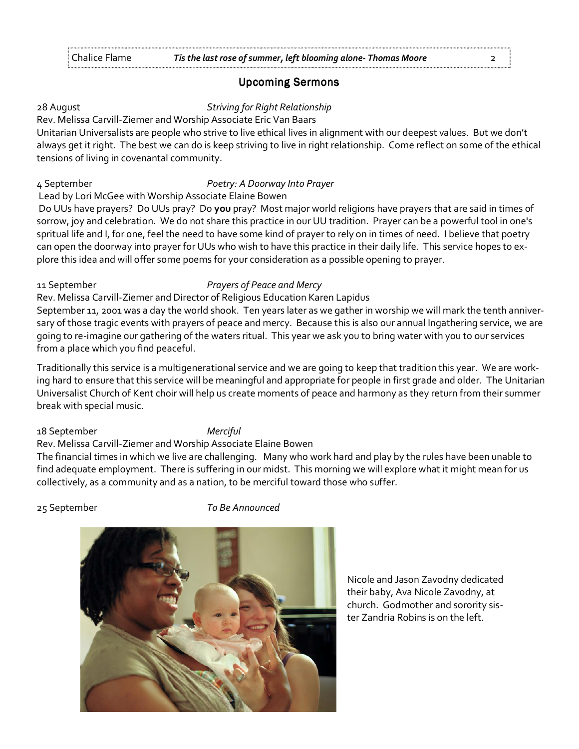## Upcoming Sermons

28 August *Striving for Right Relationship*

Rev. Melissa Carvill-Ziemer and Worship Associate Eric Van Baars

Unitarian Universalists are people who strive to live ethical lives in alignment with our deepest values. But we don't always get it right. The best we can do is keep striving to live in right relationship. Come reflect on some of the ethical tensions of living in covenantal community.

4 September *Poetry: A Doorway Into Prayer*

Lead by Lori McGee with Worship Associate Elaine Bowen

Do UUs have prayers? Do UUs pray? Do **you** pray? Most major world religions have prayers that are said in times of sorrow, joy and celebration. We do not share this practice in our UU tradition. Prayer can be a powerful tool in one's spritual life and I, for one, feel the need to have some kind of prayer to rely on in times of need. I believe that poetry can open the doorway into prayer for UUs who wish to have this practice in their daily life. This service hopes to explore this idea and will offer some poems for your consideration as a possible opening to prayer.

11 September *Prayers of Peace and Mercy*

Rev. Melissa Carvill-Ziemer and Director of Religious Education Karen Lapidus

September 11, 2001 was a day the world shook. Ten years later as we gather in worship we will mark the tenth anniversary of those tragic events with prayers of peace and mercy. Because this is also our annual Ingathering service, we are going to re-imagine our gathering of the waters ritual. This year we ask you to bring water with you to our services from a place which you find peaceful.

Traditionally this service is a multigenerational service and we are going to keep that tradition this year. We are working hard to ensure that this service will be meaningful and appropriate for people in first grade and older. The Unitarian Universalist Church of Kent choir will help us create moments of peace and harmony as they return from their summer break with special music.

18 September *Merciful*

Rev. Melissa Carvill-Ziemer and Worship Associate Elaine Bowen

The financial times in which we live are challenging. Many who work hard and play by the rules have been unable to find adequate employment. There is suffering in our midst. This morning we will explore what it might mean for us collectively, as a community and as a nation, to be merciful toward those who suffer.

25 September *To Be Announced*

Nicole and Jason Zavodny dedicated their baby, Ava Nicole Zavodny, at church. Godmother and sorority sister Zandria Robins is on the left.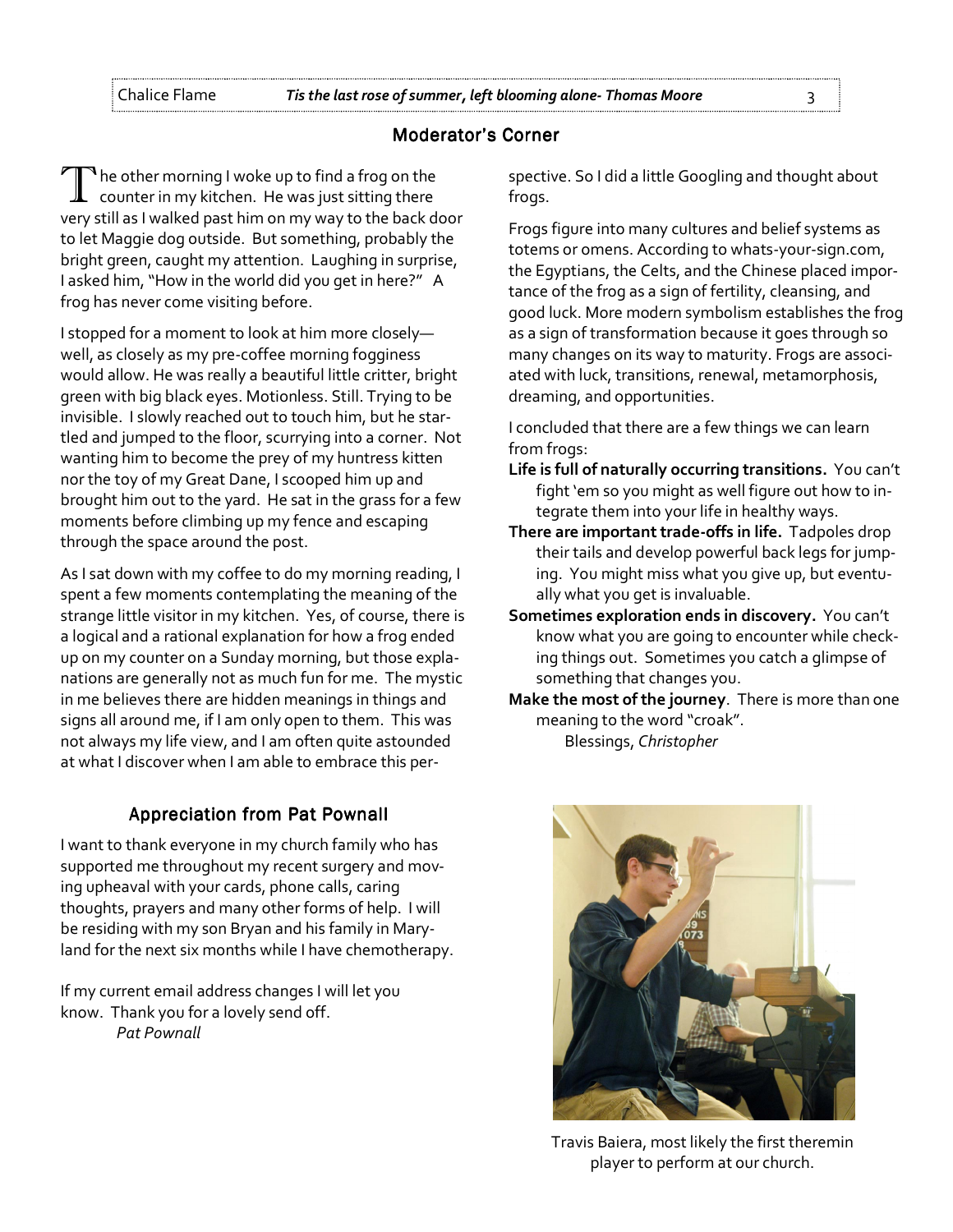## Moderator's Corner

The other morning I woke up to find a frog on the counter in my kitchen. He was just sitting there very still as I walked past him on my way to the back door to let Maggie dog outside. But something, probably the bright green, caught my attention. Laughing in surprise, I asked him, "How in the world did you get in here?" A frog has never come visiting before.

I stopped for a moment to look at him more closely—well, as closely as my pre-coffee morning fogginess would allow. He was really a beautiful little critter, bright green with big black eyes. Motionless. Still. Trying to be invisible. I slowly reached out to touch him, but he startled and jumped to the floor, scurrying into a corner. Not wanting him to become the prey of my huntress kitten nor the toy of my Great Dane, I scooped him up and brought him out to the yard. He sat in the grass for a few moments before climbing up my fence and escaping through the space around the post.

As I sat down with my coffee to do my morning reading, I spent a few moments contemplating the meaning of the strange little visitor in my kitchen. Yes, of course, there is a logical and a rational explanation for how a frog ended up on my counter on a Sunday morning, but those explanations are generally not as much fun for me. The mystic in me believes there are hidden meanings in things and signs all around me, if I am only open to them. This was not always my life view, and I am often quite astounded at what I discover when I am able to embrace this perspective. So I did a little Googling and thought about frogs.

Frogs figure into many cultures and belief systems as totems or omens. According to whats-your-sign.com, the Egyptians, the Celts, and the Chinese placed importance of the frog as a sign of fertility, cleansing, and good luck. More modern symbolism establishes the frog as a sign of transformation because it goes through so many changes on its way to maturity. Frogs are associated with luck, transitions, renewal, metamorphosis, dreaming, and opportunities.

I concluded that there are a few things we can learn from frogs:

**Life is full of naturally occurring transitions.** You can't fight 'em so you might as well figure out how to integrate them into your life in healthy ways.

**There are important trade-offs in life.** Tadpoles drop their tails and develop powerful back legs for jumping. You might miss what you give up, but eventually what you get is invaluable.

**Sometimes exploration ends in discovery.** You can't know what you are going to encounter while checking things out. Sometimes you catch a glimpse of something that changes you.

**Make the most of the journey**. There is more than one meaning to the word "croak".

Blessings, *Christopher*

## Appreciation from Pat Pownall

I want to thank everyone in my church family who has supported me throughout my recent surgery and moving upheaval with your cards, phone calls, caring thoughts, prayers and many other forms of help. I will be residing with my son Bryan and his family in Maryland for the next six months while I have chemotherapy.

If my current email address changes I will let you know. Thank you for a lovely send off.

*Pat Pownall*

Travis Baiera, most likely the first theremin player to perform at our church.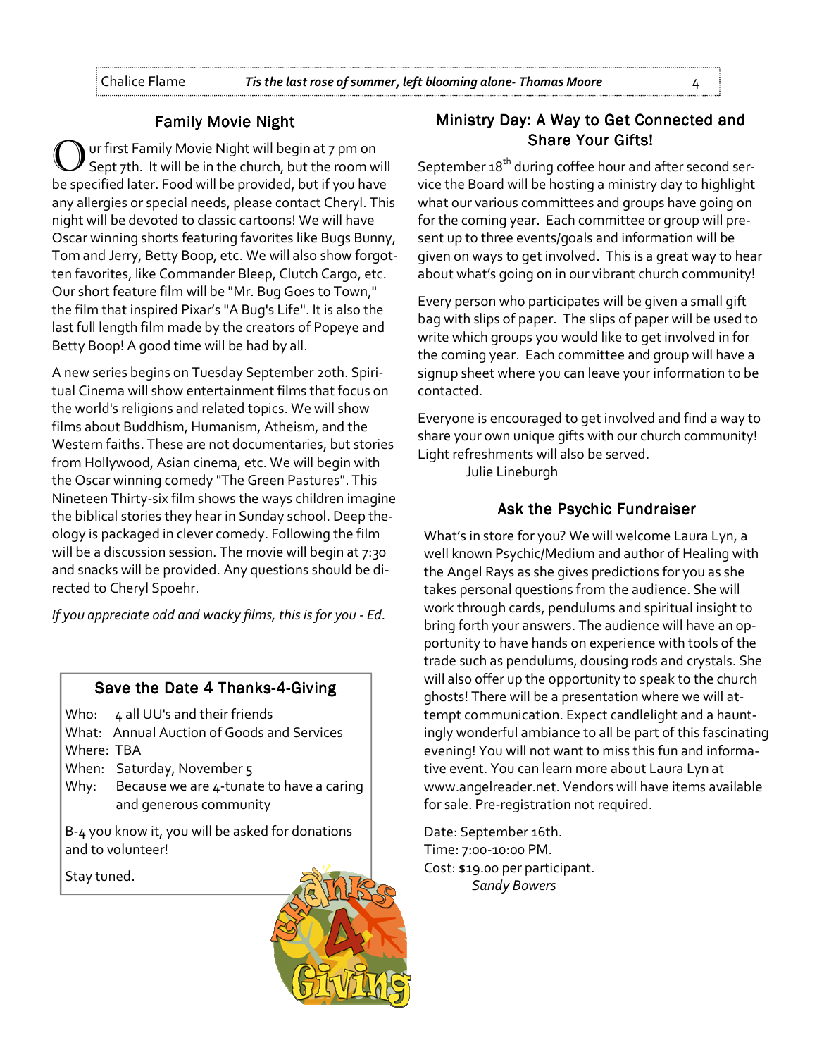## Family Movie Night

Our first Family Movie Night will begin at 7 pm on Sept 7th. It will be in the church, but the room will be specified later. Food will be provided, but if you have any allergies or special needs, please contact Cheryl. This night will be devoted to classic cartoons! We will have Oscar winning shorts featuring favorites like Bugs Bunny, Tom and Jerry, Betty Boop, etc. We will also show forgotten favorites, like Commander Bleep, Clutch Cargo, etc. Our short feature film will be "Mr. Bug Goes to Town," the film that inspired Pixar's "A Bug's Life". It is also the last full length film made by the creators of Popeye and Betty Boop! A good time will be had by all.

A new series begins on Tuesday September 20th. Spiritual Cinema will show entertainment films that focus on the world's religions and related topics. We will show films about Buddhism, Humanism, Atheism, and the Western faiths. These are not documentaries, but stories from Hollywood, Asian cinema, etc. We will begin with the Oscar winning comedy "The Green Pastures". This Nineteen Thirty-six film shows the ways children imagine the biblical stories they hear in Sunday school. Deep theology is packaged in clever comedy. Following the film will be a discussion session. The movie will begin at 7:30 and snacks will be provided. Any questions should be directed to Cheryl Spoehr.

*If you appreciate odd and wacky films, this is for you - Ed.*

## Save the Date 4 Thanks-4-Giving

Who: 4 all UU's and their friends
What: Annual Auction of Goods and Services
Where: TBA
When: Saturday, November 5
Why: Because we are 4-tunate to have a caring and generous community

B-4 you know it, you will be asked for donations and to volunteer!

Stay tuned.

## Ministry Day: A Way to Get Connected and Share Your Gifts!

September 18th during coffee hour and after second service the Board will be hosting a ministry day to highlight what our various committees and groups have going on for the coming year. Each committee or group will present up to three events/goals and information will be given on ways to get involved. This is a great way to hear about what's going on in our vibrant church community!

Every person who participates will be given a small gift bag with slips of paper. The slips of paper will be used to write which groups you would like to get involved in for the coming year. Each committee and group will have a signup sheet where you can leave your information to be contacted.

Everyone is encouraged to get involved and find a way to share your own unique gifts with our church community! Light refreshments will also be served.

Julie Lineburgh

## Ask the Psychic Fundraiser

What's in store for you? We will welcome Laura Lyn, a well known Psychic/Medium and author of Healing with the Angel Rays as she gives predictions for you as she takes personal questions from the audience. She will work through cards, pendulums and spiritual insight to bring forth your answers. The audience will have an opportunity to have hands on experience with tools of the trade such as pendulums, dousing rods and crystals. She will also offer up the opportunity to speak to the church ghosts! There will be a presentation where we will attempt communication. Expect candlelight and a hauntingly wonderful ambiance to all be part of this fascinating evening! You will not want to miss this fun and informative event. You can learn more about Laura Lyn at www.angelreader.net. Vendors will have items available for sale. Pre-registration not required.

Date: September 16th.
Time: 7:00-10:00 PM.
Cost: $19.00 per participant.

*Sandy Bowers*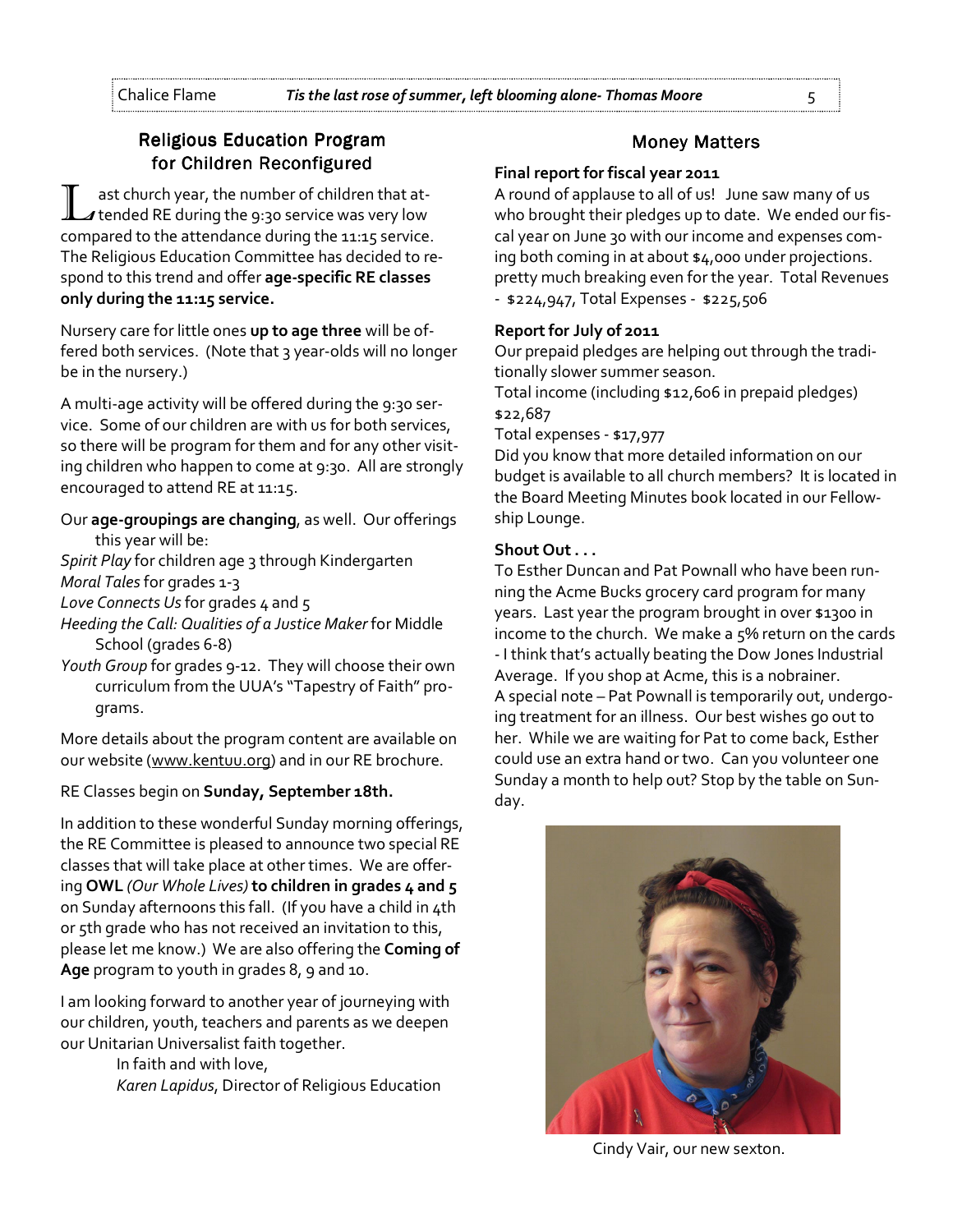## Religious Education Program for Children Reconfigured

Last church year, the number of children that attended RE during the 9:30 service was very low compared to the attendance during the 11:15 service. The Religious Education Committee has decided to respond to this trend and offer **age-specific RE classes only during the 11:15 service.**

Nursery care for little ones **up to age three** will be offered both services. (Note that 3 year-olds will no longer be in the nursery.)

A multi-age activity will be offered during the 9:30 service. Some of our children are with us for both services, so there will be program for them and for any other visiting children who happen to come at 9:30. All are strongly encouraged to attend RE at 11:15.

Our **age-groupings are changing**, as well. Our offerings this year will be:

*Spirit Play* for children age 3 through Kindergarten
*Moral Tales* for grades 1-3
*Love Connects Us* for grades 4 and 5
*Heeding the Call: Qualities of a Justice Maker* for Middle School (grades 6-8)
*Youth Group* for grades 9-12. They will choose their own curriculum from the UUA's "Tapestry of Faith" programs.

More details about the program content are available on our website (www.kentuu.org) and in our RE brochure.

RE Classes begin on **Sunday, September 18th.**

In addition to these wonderful Sunday morning offerings, the RE Committee is pleased to announce two special RE classes that will take place at other times. We are offering **OWL** *(Our Whole Lives)* **to children in grades 4 and 5** on Sunday afternoons this fall. (If you have a child in 4th or 5th grade who has not received an invitation to this, please let me know.) We are also offering the **Coming of Age** program to youth in grades 8, 9 and 10.

I am looking forward to another year of journeying with our children, youth, teachers and parents as we deepen our Unitarian Universalist faith together.

In faith and with love,
*Karen Lapidus*, Director of Religious Education

## Money Matters

**Final report for fiscal year 2011**

A round of applause to all of us! June saw many of us who brought their pledges up to date. We ended our fiscal year on June 30 with our income and expenses coming both coming in at about $4,000 under projections. pretty much breaking even for the year. Total Revenues - $224,947, Total Expenses - $225,506

**Report for July of 2011**

Our prepaid pledges are helping out through the traditionally slower summer season.
Total income (including $12,606 in prepaid pledges) $22,687
Total expenses - $17,977
Did you know that more detailed information on our budget is available to all church members? It is located in the Board Meeting Minutes book located in our Fellowship Lounge.

**Shout Out . . .**

To Esther Duncan and Pat Pownall who have been running the Acme Bucks grocery card program for many years. Last year the program brought in over $1300 in income to the church. We make a 5% return on the cards - I think that's actually beating the Dow Jones Industrial Average. If you shop at Acme, this is a nobrainer.
A special note – Pat Pownall is temporarily out, undergoing treatment for an illness. Our best wishes go out to her. While we are waiting for Pat to come back, Esther could use an extra hand or two. Can you volunteer one Sunday a month to help out? Stop by the table on Sunday.

Cindy Vair, our new sexton.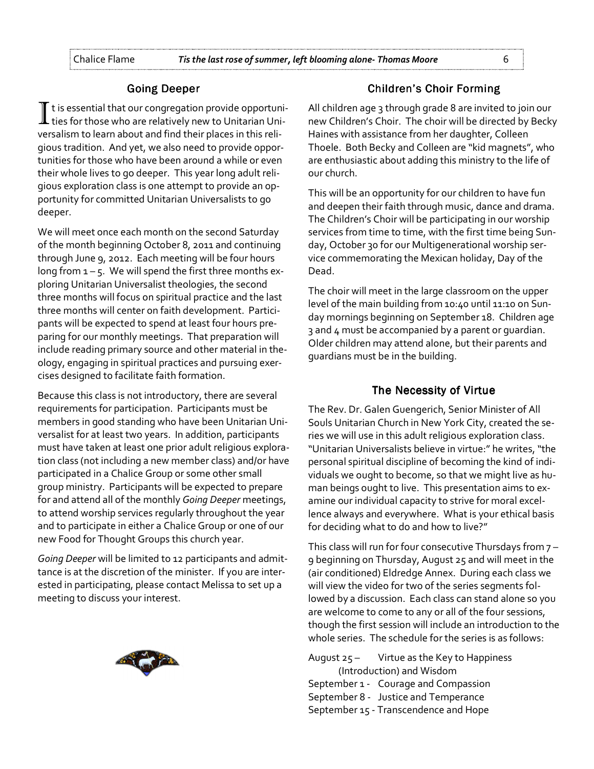## Going Deeper

It is essential that our congregation provide opportunities for those who are relatively new to Unitarian Universalism to learn about and find their places in this religious tradition. And yet, we also need to provide opportunities for those who have been around a while or even their whole lives to go deeper. This year long adult religious exploration class is one attempt to provide an opportunity for committed Unitarian Universalists to go deeper.

We will meet once each month on the second Saturday of the month beginning October 8, 2011 and continuing through June 9, 2012. Each meeting will be four hours long from 1 – 5. We will spend the first three months exploring Unitarian Universalist theologies, the second three months will focus on spiritual practice and the last three months will center on faith development. Participants will be expected to spend at least four hours preparing for our monthly meetings. That preparation will include reading primary source and other material in theology, engaging in spiritual practices and pursuing exercises designed to facilitate faith formation.

Because this class is not introductory, there are several requirements for participation. Participants must be members in good standing who have been Unitarian Universalist for at least two years. In addition, participants must have taken at least one prior adult religious exploration class (not including a new member class) and/or have participated in a Chalice Group or some other small group ministry. Participants will be expected to prepare for and attend all of the monthly *Going Deeper* meetings, to attend worship services regularly throughout the year and to participate in either a Chalice Group or one of our new Food for Thought Groups this church year.

*Going Deeper* will be limited to 12 participants and admittance is at the discretion of the minister. If you are interested in participating, please contact Melissa to set up a meeting to discuss your interest.

## Children's Choir Forming

All children age 3 through grade 8 are invited to join our new Children's Choir. The choir will be directed by Becky Haines with assistance from her daughter, Colleen Thoele. Both Becky and Colleen are "kid magnets", who are enthusiastic about adding this ministry to the life of our church.

This will be an opportunity for our children to have fun and deepen their faith through music, dance and drama. The Children's Choir will be participating in our worship services from time to time, with the first time being Sunday, October 30 for our Multigenerational worship service commemorating the Mexican holiday, Day of the Dead.

The choir will meet in the large classroom on the upper level of the main building from 10:40 until 11:10 on Sunday mornings beginning on September 18. Children age 3 and 4 must be accompanied by a parent or guardian. Older children may attend alone, but their parents and guardians must be in the building.

## The Necessity of Virtue

The Rev. Dr. Galen Guengerich, Senior Minister of All Souls Unitarian Church in New York City, created the series we will use in this adult religious exploration class. "Unitarian Universalists believe in virtue:" he writes, "the personal spiritual discipline of becoming the kind of individuals we ought to become, so that we might live as human beings ought to live. This presentation aims to examine our individual capacity to strive for moral excellence always and everywhere. What is your ethical basis for deciding what to do and how to live?"

This class will run for four consecutive Thursdays from 7 – 9 beginning on Thursday, August 25 and will meet in the (air conditioned) Eldredge Annex. During each class we will view the video for two of the series segments followed by a discussion. Each class can stand alone so you are welcome to come to any or all of the four sessions, though the first session will include an introduction to the whole series. The schedule for the series is as follows:

August 25 – Virtue as the Key to Happiness (Introduction) and Wisdom
September 1 - Courage and Compassion
September 8 - Justice and Temperance
September 15 - Transcendence and Hope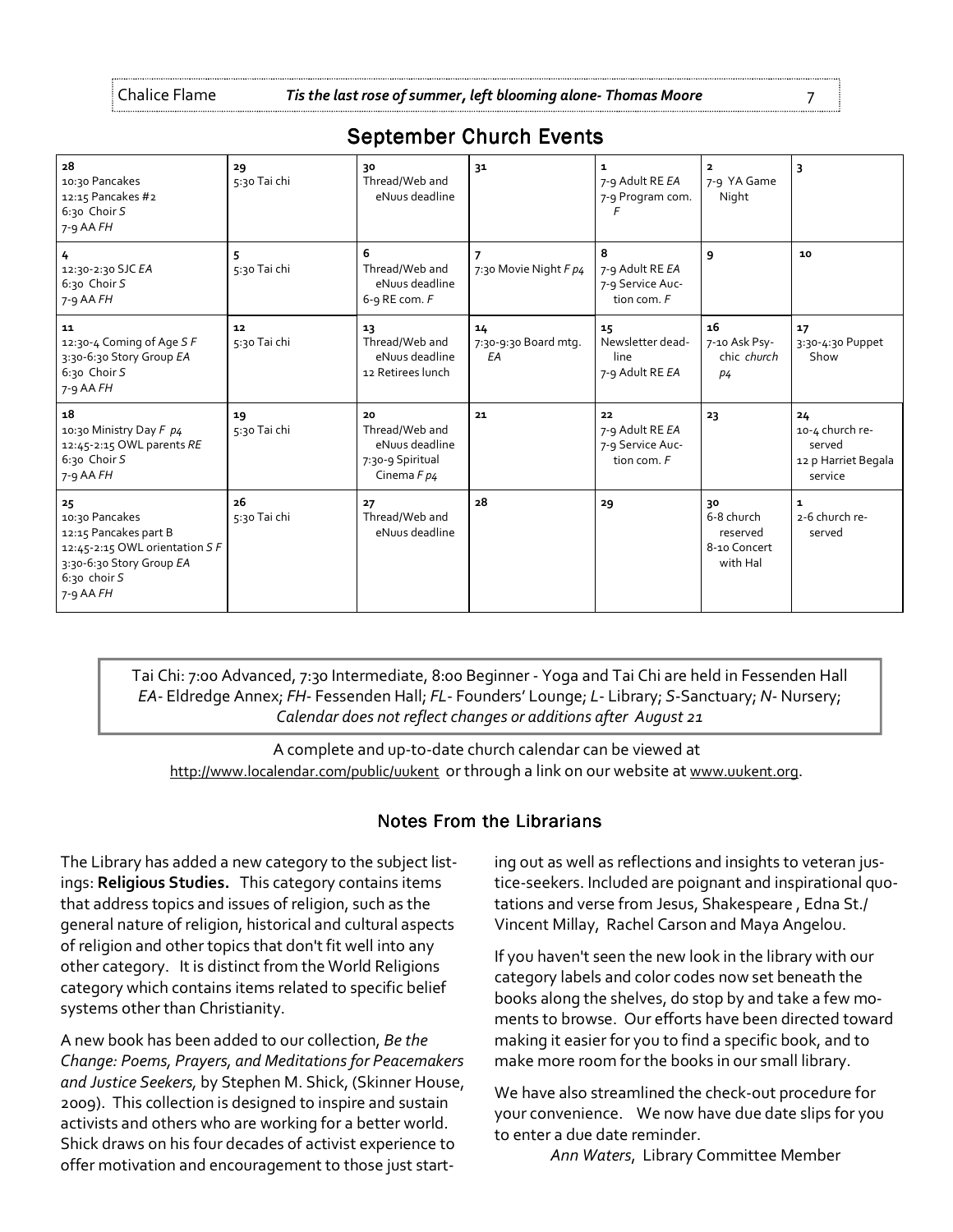## September Church Events

| | | | | | | |
|---|---|---|---|---|---|---|
| 28<br>10:30 Pancakes<br>12:15 Pancakes #2<br>6:30 Choir *S*<br>7-9 AA *FH* | 29<br>5:30 Tai chi | 30<br>Thread/Web and eNuus deadline | 31 | 1<br>7-9 Adult RE *EA*<br>7-9 Program com. *F* | 2<br>7-9 YA Game Night | 3 |
| 4<br>12:30-2:30 SJC *EA*<br>6:30 Choir *S*<br>7-9 AA *FH* | 5<br>5:30 Tai chi | 6<br>Thread/Web and eNuus deadline<br>6-9 RE com. *F* | 7<br>7:30 Movie Night *F p4* | 8<br>7-9 Adult RE *EA*<br>7-9 Service Auction com. *F* | 9 | 10 |
| 11<br>12:30-4 Coming of Age *S F*<br>3:30-6:30 Story Group *EA*<br>6:30 Choir *S*<br>7-9 AA *FH* | 12<br>5:30 Tai chi | 13<br>Thread/Web and eNuus deadline<br>12 Retirees lunch | 14<br>7:30-9:30 Board mtg. *EA* | 15<br>Newsletter deadline<br>7-9 Adult RE *EA* | 16<br>7-10 Ask Psychic *church p4* | 17<br>3:30-4:30 Puppet Show |
| 18<br>10:30 Ministry Day *F p4*<br>12:45-2:15 OWL parents *RE*<br>6:30 Choir *S*<br>7-9 AA *FH* | 19<br>5:30 Tai chi | 20<br>Thread/Web and eNuus deadline<br>7:30-9 Spiritual Cinema *F p4* | 21 | 22<br>7-9 Adult RE *EA*<br>7-9 Service Auction com. *F* | 23 | 24<br>10-4 church reserved<br>12 p Harriet Begala service |
| 25<br>10:30 Pancakes<br>12:15 Pancakes part B<br>12:45-2:15 OWL orientation *S F*<br>3:30-6:30 Story Group *EA*<br>6:30 choir *S*<br>7-9 AA *FH* | 26<br>5:30 Tai chi | 27<br>Thread/Web and eNuus deadline | 28 | 29 | 30<br>6-8 church reserved<br>8-10 Concert with Hal | 1<br>2-6 church reserved |

Tai Chi: 7:00 Advanced, 7:30 Intermediate, 8:00 Beginner - Yoga and Tai Chi are held in Fessenden Hall
*EA*- Eldredge Annex; *FH*- Fessenden Hall; *FL*- Founders' Lounge; *L*- Library; *S*-Sanctuary; *N*- Nursery;
*Calendar does not reflect changes or additions after August 21*

A complete and up-to-date church calendar can be viewed at http://www.localendar.com/public/uukent or through a link on our website at www.uukent.org.

## Notes From the Librarians

The Library has added a new category to the subject listings: **Religious Studies.** This category contains items that address topics and issues of religion, such as the general nature of religion, historical and cultural aspects of religion and other topics that don't fit well into any other category. It is distinct from the World Religions category which contains items related to specific belief systems other than Christianity.

A new book has been added to our collection, *Be the Change: Poems, Prayers, and Meditations for Peacemakers and Justice Seekers,* by Stephen M. Shick, (Skinner House, 2009). This collection is designed to inspire and sustain activists and others who are working for a better world. Shick draws on his four decades of activist experience to offer motivation and encouragement to those just starting out as well as reflections and insights to veteran justice-seekers. Included are poignant and inspirational quotations and verse from Jesus, Shakespeare , Edna St./ Vincent Millay, Rachel Carson and Maya Angelou.

If you haven't seen the new look in the library with our category labels and color codes now set beneath the books along the shelves, do stop by and take a few moments to browse. Our efforts have been directed toward making it easier for you to find a specific book, and to make more room for the books in our small library.

We have also streamlined the check-out procedure for your convenience. We now have due date slips for you to enter a due date reminder.

*Ann Waters*, Library Committee Member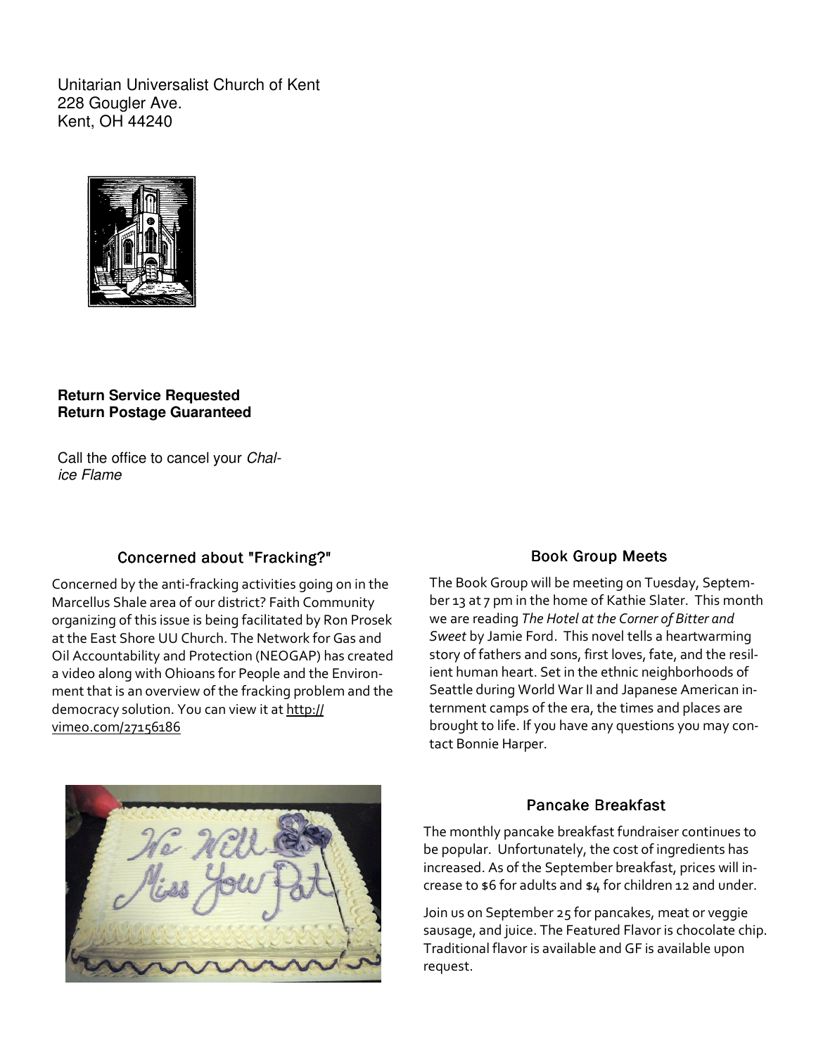Unitarian Universalist Church of Kent
228 Gougler Ave.
Kent, OH 44240

**Return Service Requested**
**Return Postage Guaranteed**

Call the office to cancel your *Chalice Flame*

## Concerned about "Fracking?"

Concerned by the anti-fracking activities going on in the Marcellus Shale area of our district? Faith Community organizing of this issue is being facilitated by Ron Prosek at the East Shore UU Church. The Network for Gas and Oil Accountability and Protection (NEOGAP) has created a video along with Ohioans for People and the Environment that is an overview of the fracking problem and the democracy solution. You can view it at http://vimeo.com/27156186

## Book Group Meets

The Book Group will be meeting on Tuesday, September 13 at 7 pm in the home of Kathie Slater. This month we are reading *The Hotel at the Corner of Bitter and Sweet* by Jamie Ford. This novel tells a heartwarming story of fathers and sons, first loves, fate, and the resilient human heart. Set in the ethnic neighborhoods of Seattle during World War II and Japanese American internment camps of the era, the times and places are brought to life. If you have any questions you may contact Bonnie Harper.

## Pancake Breakfast

The monthly pancake breakfast fundraiser continues to be popular. Unfortunately, the cost of ingredients has increased. As of the September breakfast, prices will increase to $6 for adults and $4 for children 12 and under.

Join us on September 25 for pancakes, meat or veggie sausage, and juice. The Featured Flavor is chocolate chip. Traditional flavor is available and GF is available upon request.